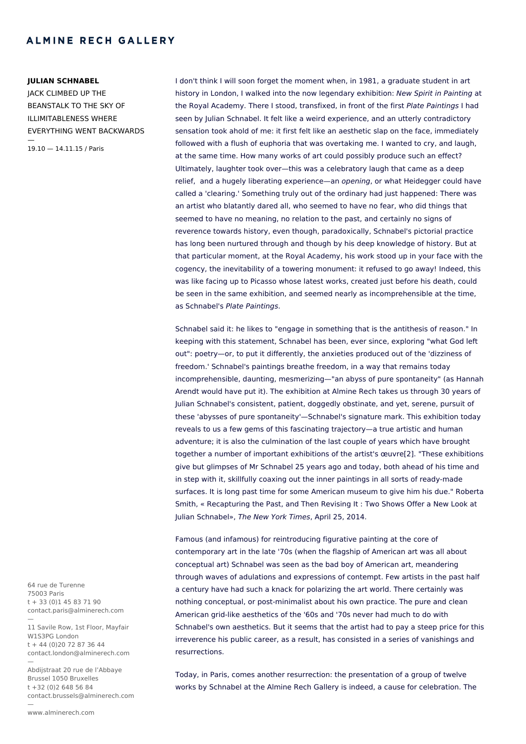**ALMINE RECH GALLERY**

**JULIAN SCHNABEL**

JACK CLIMBED UP THE BEANSTALK TO THE SKY OF ILLIMITABLENESS WHERE EVERYTHING WENT BACKWARDS

—

19.10 — 14.11.15 / Paris

I don't think I will soon forget the moment when, in 1981, a graduate student in art history in London, I walked into the now legendary exhibition: *New Spirit in Painting* at the Royal Academy. There I stood, transfixed, in front of the first *Plate Paintings* I had seen by Julian Schnabel. It felt like a weird experience, and an utterly contradictory sensation took ahold of me: it first felt like an aesthetic slap on the face, immediately followed with a flush of euphoria that was overtaking me. I wanted to cry, and laugh, at the same time. How many works of art could possibly produce such an effect? Ultimately, laughter took over—this was a celebratory laugh that came as a deep relief, and a hugely liberating experience—an *opening*, or what Heidegger could have called a 'clearing.' Something truly out of the ordinary had just happened: There was an artist who blatantly dared all, who seemed to have no fear, who did things that seemed to have no meaning, no relation to the past, and certainly no signs of reverence towards history, even though, paradoxically, Schnabel's pictorial practice has long been nurtured through and though by his deep knowledge of history. But at that particular moment, at the Royal Academy, his work stood up in your face with the cogency, the inevitability of a towering monument: it refused to go away! Indeed, this was like facing up to Picasso whose latest works, created just before his death, could be seen in the same exhibition, and seemed nearly as incomprehensible at the time, as Schnabel's *Plate Paintings*.

Schnabel said it: he likes to "engage in something that is the antithesis of reason." In keeping with this statement, Schnabel has been, ever since, exploring "what God left out": poetry—or, to put it differently, the anxieties produced out of the 'dizziness of freedom.' Schnabel's paintings breathe freedom, in a way that remains today incomprehensible, daunting, mesmerizing—"an abyss of pure spontaneity" (as Hannah Arendt would have put it). The exhibition at Almine Rech takes us through 30 years of Julian Schnabel's consistent, patient, doggedly obstinate, and yet, serene, pursuit of these 'abysses of pure spontaneity'—Schnabel's signature mark. This exhibition today reveals to us a few gems of this fascinating trajectory—a true artistic and human adventure; it is also the culmination of the last couple of years which have brought together a number of important exhibitions of the artist's œuvre[2]. "These exhibitions give but glimpses of Mr Schnabel 25 years ago and today, both ahead of his time and in step with it, skillfully coaxing out the inner paintings in all sorts of ready-made surfaces. It is long past time for some American museum to give him his due." Roberta Smith, « Recapturing the Past, and Then Revising It : Two Shows Offer a New Look at Julian Schnabel», *The New York Times*, April 25, 2014.

Famous (and infamous) for reintroducing figurative painting at the core of contemporary art in the late '70s (when the flagship of American art was all about conceptual art) Schnabel was seen as the bad boy of American art, meandering through waves of adulations and expressions of contempt. Few artists in the past half a century have had such a knack for polarizing the art world. There certainly was nothing conceptual, or post-minimalist about his own practice. The pure and clean American grid-like aesthetics of the '60s and '70s never had much to do with Schnabel's own aesthetics. But it seems that the artist had to pay a steep price for this irreverence his public career, as a result, has consisted in a series of vanishings and resurrections.

Today, in Paris, comes another resurrection: the presentation of a group of twelve works by Schnabel at the Almine Rech Gallery is indeed, a cause for celebration. The

64 rue de Turenne
75003 Paris
t + 33 (0)1 45 83 71 90
contact.paris@alminerech.com

—

11 Savile Row, 1st Floor, Mayfair
W1S3PG London
t + 44 (0)20 72 87 36 44
contact.london@alminerech.com

—

Abdijstraat 20 rue de l'Abbaye
Brussel 1050 Bruxelles
t +32 (0)2 648 56 84
contact.brussels@alminerech.com

—

www.alminerech.com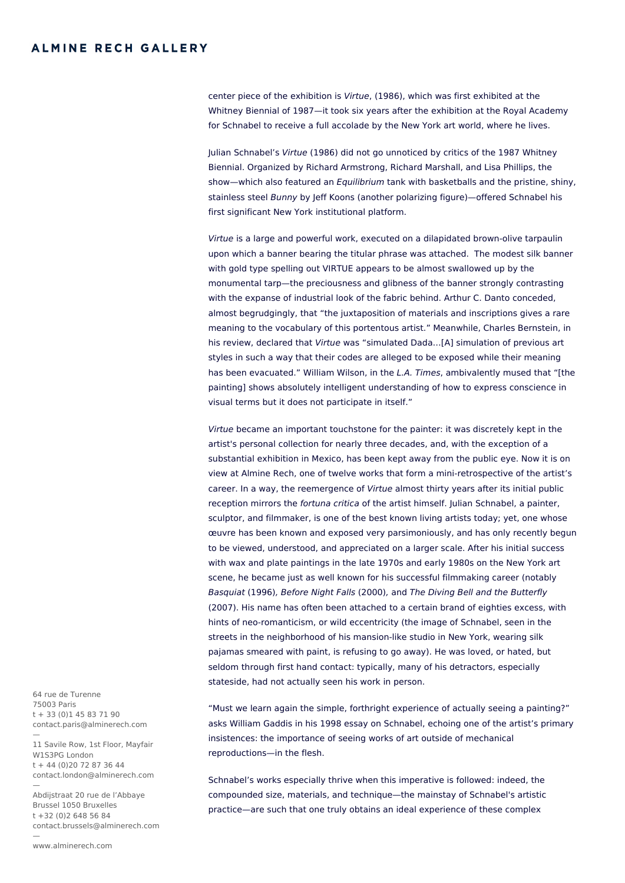center piece of the exhibition is *Virtue*, (1986), which was first exhibited at the Whitney Biennial of 1987—it took six years after the exhibition at the Royal Academy for Schnabel to receive a full accolade by the New York art world, where he lives.

Julian Schnabel's *Virtue* (1986) did not go unnoticed by critics of the 1987 Whitney Biennial. Organized by Richard Armstrong, Richard Marshall, and Lisa Phillips, the show—which also featured an *Equilibrium* tank with basketballs and the pristine, shiny, stainless steel *Bunny* by Jeff Koons (another polarizing figure)—offered Schnabel his first significant New York institutional platform.

*Virtue* is a large and powerful work, executed on a dilapidated brown-olive tarpaulin upon which a banner bearing the titular phrase was attached. The modest silk banner with gold type spelling out VIRTUE appears to be almost swallowed up by the monumental tarp—the preciousness and glibness of the banner strongly contrasting with the expanse of industrial look of the fabric behind. Arthur C. Danto conceded, almost begrudgingly, that "the juxtaposition of materials and inscriptions gives a rare meaning to the vocabulary of this portentous artist." Meanwhile, Charles Bernstein, in his review, declared that *Virtue* was "simulated Dada…[A] simulation of previous art styles in such a way that their codes are alleged to be exposed while their meaning has been evacuated." William Wilson, in the *L.A. Times*, ambivalently mused that "[the painting] shows absolutely intelligent understanding of how to express conscience in visual terms but it does not participate in itself."

*Virtue* became an important touchstone for the painter: it was discretely kept in the artist's personal collection for nearly three decades, and, with the exception of a substantial exhibition in Mexico, has been kept away from the public eye. Now it is on view at Almine Rech, one of twelve works that form a mini-retrospective of the artist's career. In a way, the reemergence of *Virtue* almost thirty years after its initial public reception mirrors the *fortuna critica* of the artist himself. Julian Schnabel, a painter, sculptor, and filmmaker, is one of the best known living artists today; yet, one whose œuvre has been known and exposed very parsimoniously, and has only recently begun to be viewed, understood, and appreciated on a larger scale. After his initial success with wax and plate paintings in the late 1970s and early 1980s on the New York art scene, he became just as well known for his successful filmmaking career (notably *Basquiat* (1996), *Before Night Falls* (2000), and *The Diving Bell and the Butterfly* (2007). His name has often been attached to a certain brand of eighties excess, with hints of neo-romanticism, or wild eccentricity (the image of Schnabel, seen in the streets in the neighborhood of his mansion-like studio in New York, wearing silk pajamas smeared with paint, is refusing to go away). He was loved, or hated, but seldom through first hand contact: typically, many of his detractors, especially stateside, had not actually seen his work in person.

"Must we learn again the simple, forthright experience of actually seeing a painting?" asks William Gaddis in his 1998 essay on Schnabel, echoing one of the artist's primary insistences: the importance of seeing works of art outside of mechanical reproductions—in the flesh.

Schnabel's works especially thrive when this imperative is followed: indeed, the compounded size, materials, and technique—the mainstay of Schnabel's artistic practice—are such that one truly obtains an ideal experience of these complex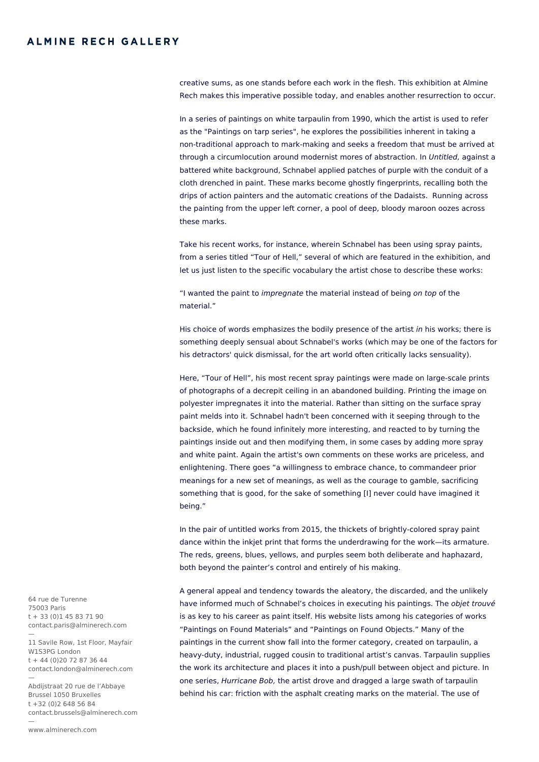creative sums, as one stands before each work in the flesh. This exhibition at Almine Rech makes this imperative possible today, and enables another resurrection to occur.

In a series of paintings on white tarpaulin from 1990, which the artist is used to refer as the "Paintings on tarp series", he explores the possibilities inherent in taking a non-traditional approach to mark-making and seeks a freedom that must be arrived at through a circumlocution around modernist mores of abstraction. In *Untitled,* against a battered white background, Schnabel applied patches of purple with the conduit of a cloth drenched in paint. These marks become ghostly fingerprints, recalling both the drips of action painters and the automatic creations of the Dadaists. Running across the painting from the upper left corner, a pool of deep, bloody maroon oozes across these marks.

Take his recent works, for instance, wherein Schnabel has been using spray paints, from a series titled “Tour of Hell,” several of which are featured in the exhibition, and let us just listen to the specific vocabulary the artist chose to describe these works:

“I wanted the paint to *impregnate* the material instead of being *on top* of the material.”

His choice of words emphasizes the bodily presence of the artist *in* his works; there is something deeply sensual about Schnabel's works (which may be one of the factors for his detractors' quick dismissal, for the art world often critically lacks sensuality).

Here, “Tour of Hell”, his most recent spray paintings were made on large-scale prints of photographs of a decrepit ceiling in an abandoned building. Printing the image on polyester impregnates it into the material. Rather than sitting on the surface spray paint melds into it. Schnabel hadn't been concerned with it seeping through to the backside, which he found infinitely more interesting, and reacted to by turning the paintings inside out and then modifying them, in some cases by adding more spray and white paint. Again the artist's own comments on these works are priceless, and enlightening. There goes “a willingness to embrace chance, to commandeer prior meanings for a new set of meanings, as well as the courage to gamble, sacrificing something that is good, for the sake of something [I] never could have imagined it being.”

In the pair of untitled works from 2015, the thickets of brightly-colored spray paint dance within the inkjet print that forms the underdrawing for the work—its armature. The reds, greens, blues, yellows, and purples seem both deliberate and haphazard, both beyond the painter’s control and entirely of his making.

A general appeal and tendency towards the aleatory, the discarded, and the unlikely have informed much of Schnabel’s choices in executing his paintings. The *objet trouvé* is as key to his career as paint itself. His website lists among his categories of works “Paintings on Found Materials” and “Paintings on Found Objects.” Many of the paintings in the current show fall into the former category, created on tarpaulin, a heavy-duty, industrial, rugged cousin to traditional artist’s canvas. Tarpaulin supplies the work its architecture and places it into a push/pull between object and picture. In one series, *Hurricane Bob,* the artist drove and dragged a large swath of tarpaulin behind his car: friction with the asphalt creating marks on the material. The use of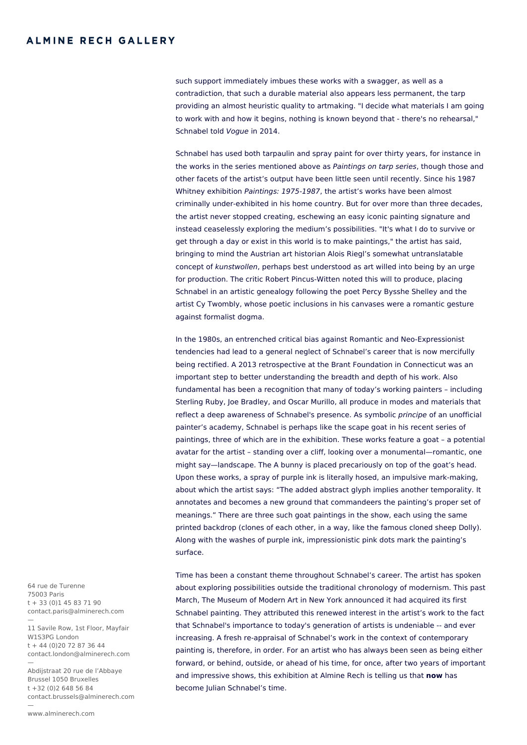such support immediately imbues these works with a swagger, as well as a contradiction, that such a durable material also appears less permanent, the tarp providing an almost heuristic quality to artmaking. "I decide what materials I am going to work with and how it begins, nothing is known beyond that - there's no rehearsal," Schnabel told *Vogue* in 2014.

Schnabel has used both tarpaulin and spray paint for over thirty years, for instance in the works in the series mentioned above as *Paintings on tarp series*, though those and other facets of the artist's output have been little seen until recently. Since his 1987 Whitney exhibition *Paintings: 1975-1987*, the artist's works have been almost criminally under-exhibited in his home country. But for over more than three decades, the artist never stopped creating, eschewing an easy iconic painting signature and instead ceaselessly exploring the medium's possibilities. "It's what I do to survive or get through a day or exist in this world is to make paintings," the artist has said, bringing to mind the Austrian art historian Alois Riegl's somewhat untranslatable concept of *kunstwollen*, perhaps best understood as art willed into being by an urge for production. The critic Robert Pincus-Witten noted this will to produce, placing Schnabel in an artistic genealogy following the poet Percy Bysshe Shelley and the artist Cy Twombly, whose poetic inclusions in his canvases were a romantic gesture against formalist dogma.

In the 1980s, an entrenched critical bias against Romantic and Neo-Expressionist tendencies had lead to a general neglect of Schnabel's career that is now mercifully being rectified. A 2013 retrospective at the Brant Foundation in Connecticut was an important step to better understanding the breadth and depth of his work. Also fundamental has been a recognition that many of today's working painters – including Sterling Ruby, Joe Bradley, and Oscar Murillo, all produce in modes and materials that reflect a deep awareness of Schnabel's presence. As symbolic *principe* of an unofficial painter's academy, Schnabel is perhaps like the scape goat in his recent series of paintings, three of which are in the exhibition. These works feature a goat – a potential avatar for the artist – standing over a cliff, looking over a monumental—romantic, one might say—landscape. The A bunny is placed precariously on top of the goat's head. Upon these works, a spray of purple ink is literally hosed, an impulsive mark-making, about which the artist says: "The added abstract glyph implies another temporality. It annotates and becomes a new ground that commandeers the painting's proper set of meanings." There are three such goat paintings in the show, each using the same printed backdrop (clones of each other, in a way, like the famous cloned sheep Dolly). Along with the washes of purple ink, impressionistic pink dots mark the painting's surface.

Time has been a constant theme throughout Schnabel's career. The artist has spoken about exploring possibilities outside the traditional chronology of modernism. This past March, The Museum of Modern Art in New York announced it had acquired its first Schnabel painting. They attributed this renewed interest in the artist's work to the fact that Schnabel's importance to today's generation of artists is undeniable -- and ever increasing. A fresh re-appraisal of Schnabel's work in the context of contemporary painting is, therefore, in order. For an artist who has always been seen as being either forward, or behind, outside, or ahead of his time, for once, after two years of important and impressive shows, this exhibition at Almine Rech is telling us that **now** has become Julian Schnabel's time.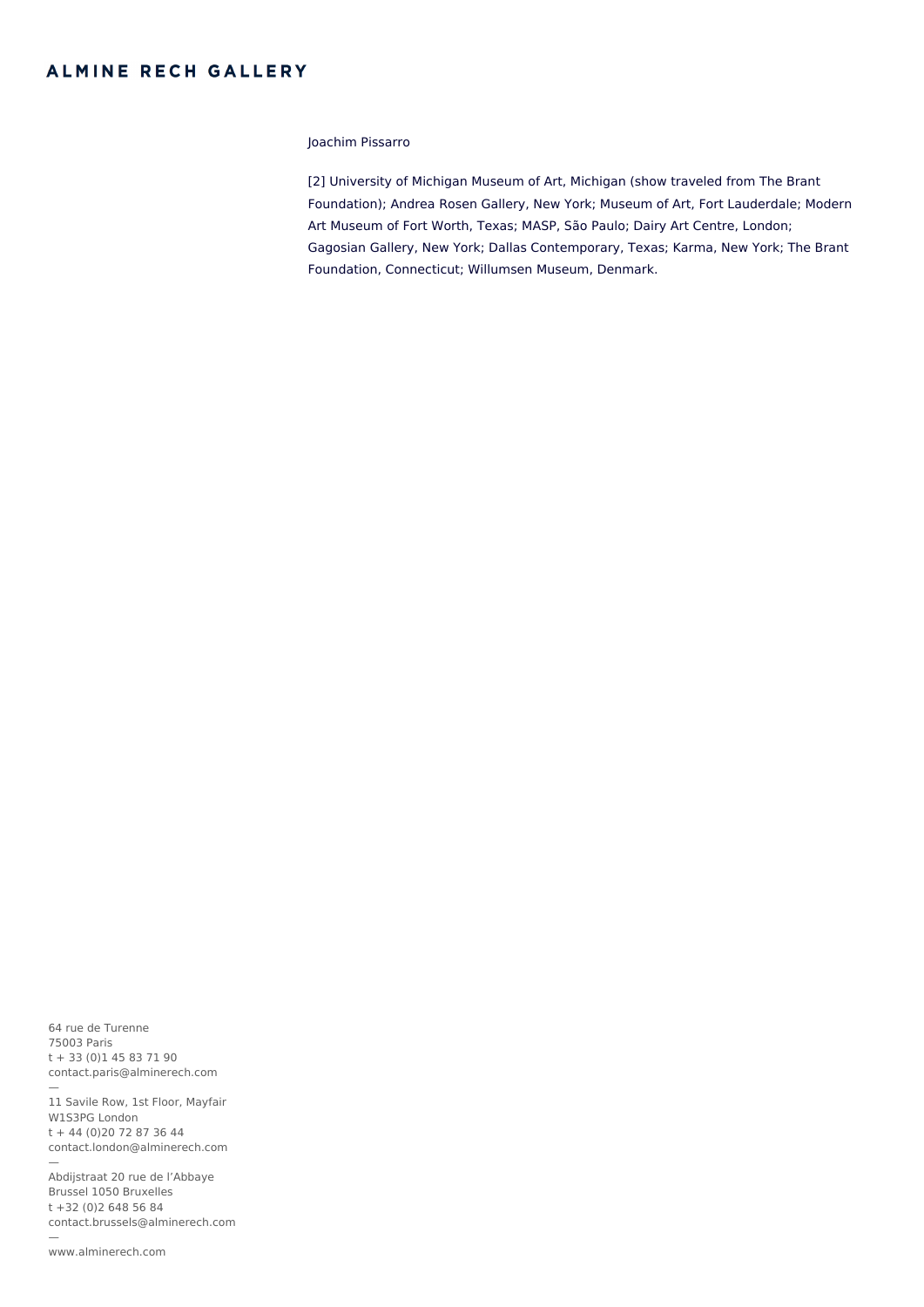Joachim Pissarro

[2] University of Michigan Museum of Art, Michigan (show traveled from The Brant Foundation); Andrea Rosen Gallery, New York; Museum of Art, Fort Lauderdale; Modern Art Museum of Fort Worth, Texas; MASP, São Paulo; Dairy Art Centre, London; Gagosian Gallery, New York; Dallas Contemporary, Texas; Karma, New York; The Brant Foundation, Connecticut; Willumsen Museum, Denmark.